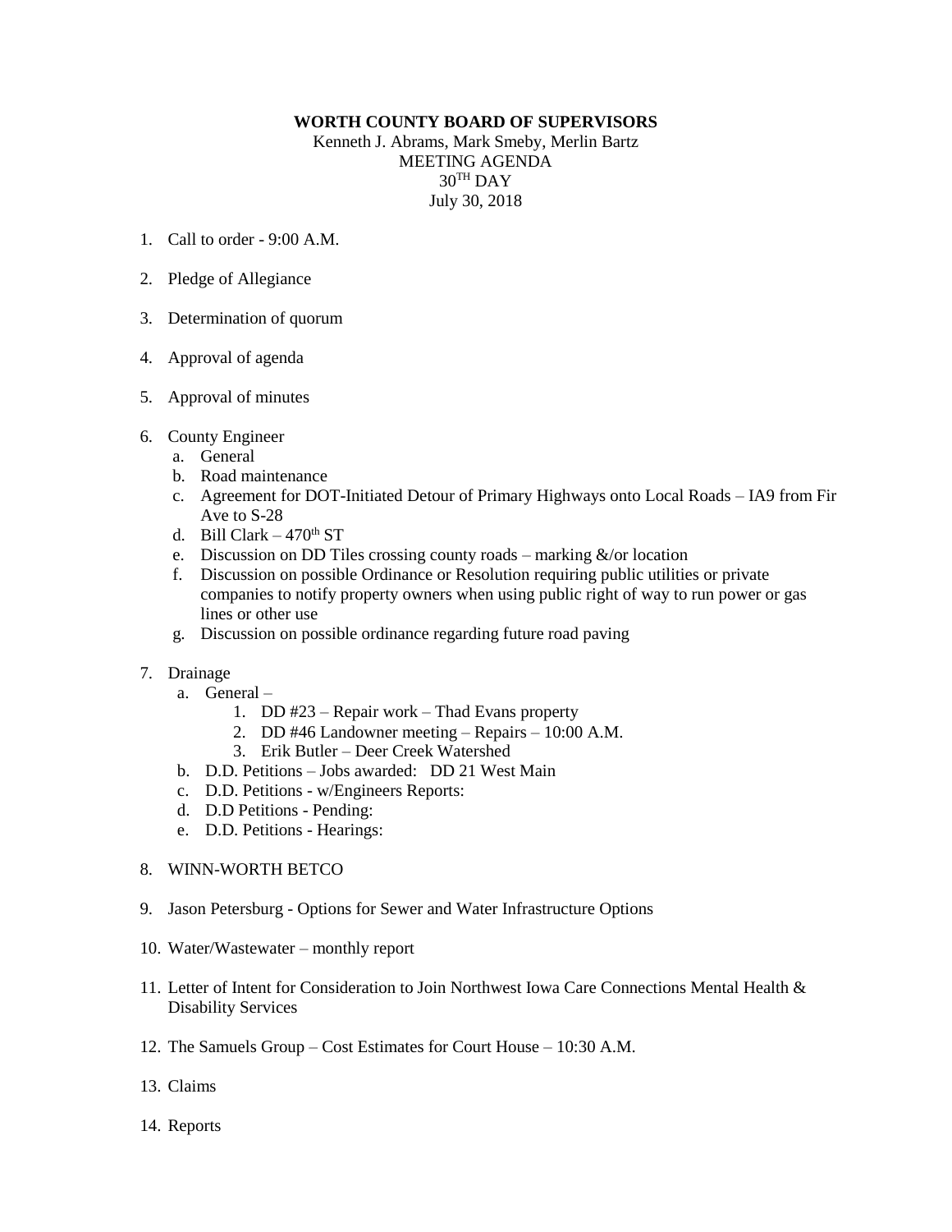**WORTH COUNTY BOARD OF SUPERVISORS**

Kenneth J. Abrams, Mark Smeby, Merlin Bartz

MEETING AGENDA

30TH DAY

July 30, 2018

1. Call to order - 9:00 A.M.

2. Pledge of Allegiance

3. Determination of quorum

4. Approval of agenda

5. Approval of minutes

6. County Engineer
   a. General
   b. Road maintenance
   c. Agreement for DOT-Initiated Detour of Primary Highways onto Local Roads – IA9 from Fir Ave to S-28
   d. Bill Clark – 470th ST
   e. Discussion on DD Tiles crossing county roads – marking &/or location
   f. Discussion on possible Ordinance or Resolution requiring public utilities or private companies to notify property owners when using public right of way to run power or gas lines or other use
   g. Discussion on possible ordinance regarding future road paving

7. Drainage
   a. General –
      1. DD #23 – Repair work – Thad Evans property
      2. DD #46 Landowner meeting – Repairs – 10:00 A.M.
      3. Erik Butler – Deer Creek Watershed
   b. D.D. Petitions – Jobs awarded: DD 21 West Main
   c. D.D. Petitions - w/Engineers Reports:
   d. D.D Petitions - Pending:
   e. D.D. Petitions - Hearings:

8. WINN-WORTH BETCO

9. Jason Petersburg - Options for Sewer and Water Infrastructure Options

10. Water/Wastewater – monthly report

11. Letter of Intent for Consideration to Join Northwest Iowa Care Connections Mental Health & Disability Services

12. The Samuels Group – Cost Estimates for Court House – 10:30 A.M.

13. Claims

14. Reports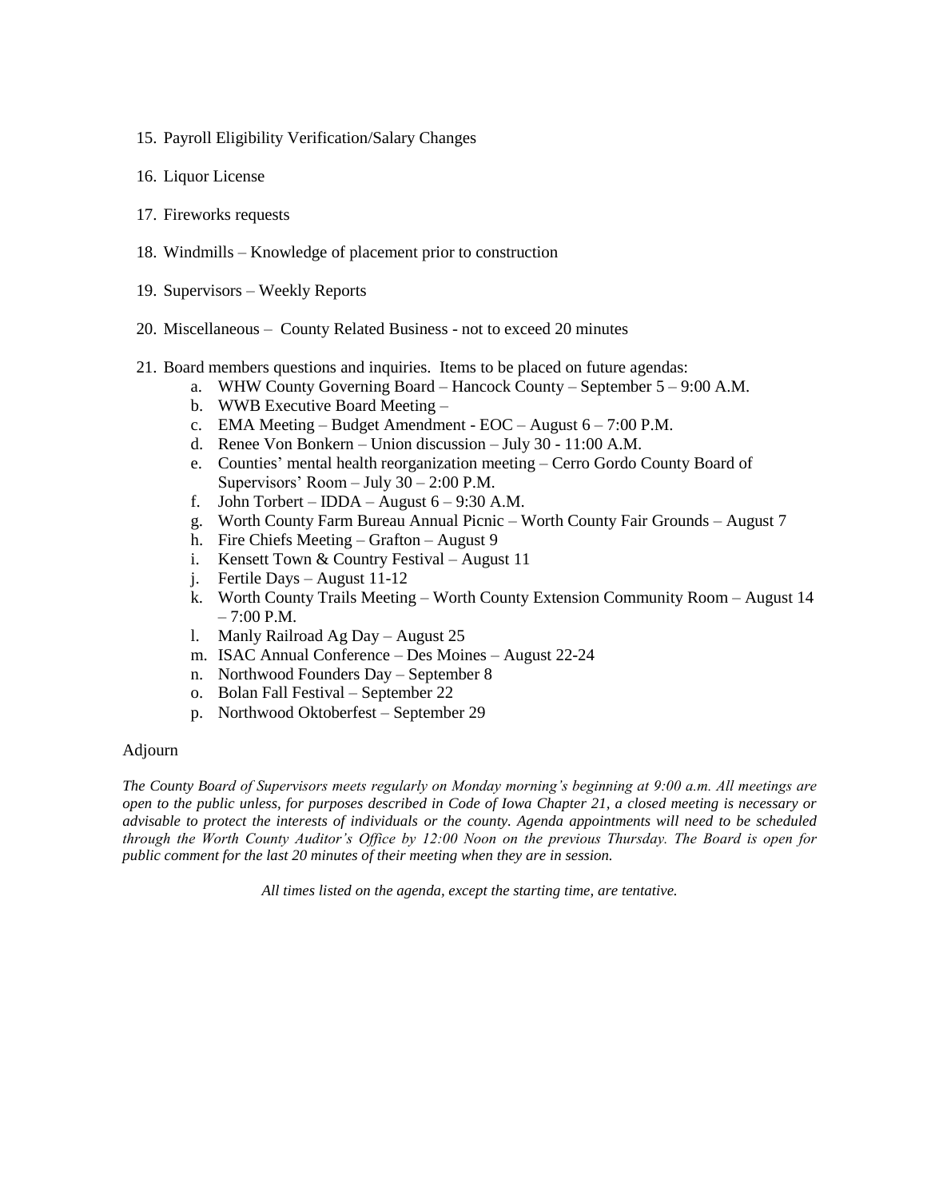15. Payroll Eligibility Verification/Salary Changes

16. Liquor License

17. Fireworks requests

18. Windmills – Knowledge of placement prior to construction

19. Supervisors – Weekly Reports

20. Miscellaneous – County Related Business - not to exceed 20 minutes

21. Board members questions and inquiries. Items to be placed on future agendas:
    a. WHW County Governing Board – Hancock County – September 5 – 9:00 A.M.
    b. WWB Executive Board Meeting –
    c. EMA Meeting – Budget Amendment - EOC – August 6 – 7:00 P.M.
    d. Renee Von Bonkern – Union discussion – July 30 - 11:00 A.M.
    e. Counties' mental health reorganization meeting – Cerro Gordo County Board of Supervisors' Room – July 30 – 2:00 P.M.
    f. John Torbert – IDDA – August 6 – 9:30 A.M.
    g. Worth County Farm Bureau Annual Picnic – Worth County Fair Grounds – August 7
    h. Fire Chiefs Meeting – Grafton – August 9
    i. Kensett Town & Country Festival – August 11
    j. Fertile Days – August 11-12
    k. Worth County Trails Meeting – Worth County Extension Community Room – August 14 – 7:00 P.M.
    l. Manly Railroad Ag Day – August 25
    m. ISAC Annual Conference – Des Moines – August 22-24
    n. Northwood Founders Day – September 8
    o. Bolan Fall Festival – September 22
    p. Northwood Oktoberfest – September 29

Adjourn

*The County Board of Supervisors meets regularly on Monday morning's beginning at 9:00 a.m. All meetings are open to the public unless, for purposes described in Code of Iowa Chapter 21, a closed meeting is necessary or advisable to protect the interests of individuals or the county. Agenda appointments will need to be scheduled through the Worth County Auditor's Office by 12:00 Noon on the previous Thursday. The Board is open for public comment for the last 20 minutes of their meeting when they are in session.*

*All times listed on the agenda, except the starting time, are tentative.*